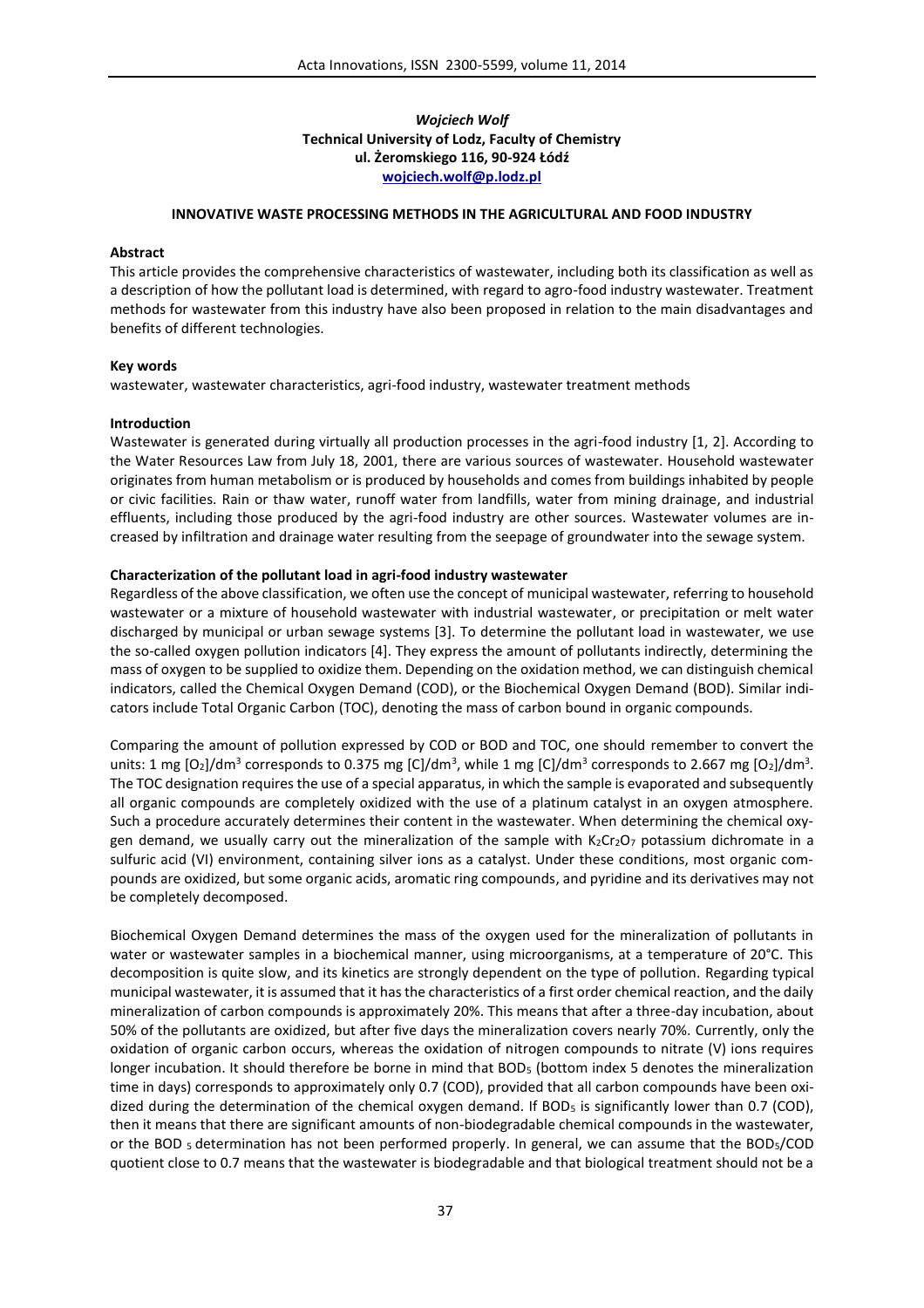*Wojciech Wolf*
**Technical University of Lodz, Faculty of Chemistry**
**ul. Żeromskiego 116, 90-924 Łódź**
**wojciech.wolf@p.lodz.pl**

# INNOVATIVE WASTE PROCESSING METHODS IN THE AGRICULTURAL AND FOOD INDUSTRY

**Abstract**

This article provides the comprehensive characteristics of wastewater, including both its classification as well as a description of how the pollutant load is determined, with regard to agro-food industry wastewater. Treatment methods for wastewater from this industry have also been proposed in relation to the main disadvantages and benefits of different technologies.

**Key words**

wastewater, wastewater characteristics, agri-food industry, wastewater treatment methods

## Introduction

Wastewater is generated during virtually all production processes in the agri-food industry [1, 2]. According to the Water Resources Law from July 18, 2001, there are various sources of wastewater. Household wastewater originates from human metabolism or is produced by households and comes from buildings inhabited by people or civic facilities. Rain or thaw water, runoff water from landfills, water from mining drainage, and industrial effluents, including those produced by the agri-food industry are other sources. Wastewater volumes are increased by infiltration and drainage water resulting from the seepage of groundwater into the sewage system.

## Characterization of the pollutant load in agri-food industry wastewater

Regardless of the above classification, we often use the concept of municipal wastewater, referring to household wastewater or a mixture of household wastewater with industrial wastewater, or precipitation or melt water discharged by municipal or urban sewage systems [3]. To determine the pollutant load in wastewater, we use the so-called oxygen pollution indicators [4]. They express the amount of pollutants indirectly, determining the mass of oxygen to be supplied to oxidize them. Depending on the oxidation method, we can distinguish chemical indicators, called the Chemical Oxygen Demand (COD), or the Biochemical Oxygen Demand (BOD). Similar indicators include Total Organic Carbon (TOC), denoting the mass of carbon bound in organic compounds.

Comparing the amount of pollution expressed by COD or BOD and TOC, one should remember to convert the units: 1 mg $[O_2]/dm^3$ corresponds to 0.375 mg $[C]/dm^3$, while 1 mg $[C]/dm^3$ corresponds to 2.667 mg $[O_2]/dm^3$. The TOC designation requires the use of a special apparatus, in which the sample is evaporated and subsequently all organic compounds are completely oxidized with the use of a platinum catalyst in an oxygen atmosphere. Such a procedure accurately determines their content in the wastewater. When determining the chemical oxygen demand, we usually carry out the mineralization of the sample with $K_2Cr_2O_7$ potassium dichromate in a sulfuric acid (VI) environment, containing silver ions as a catalyst. Under these conditions, most organic compounds are oxidized, but some organic acids, aromatic ring compounds, and pyridine and its derivatives may not be completely decomposed.

Biochemical Oxygen Demand determines the mass of the oxygen used for the mineralization of pollutants in water or wastewater samples in a biochemical manner, using microorganisms, at a temperature of 20°C. This decomposition is quite slow, and its kinetics are strongly dependent on the type of pollution. Regarding typical municipal wastewater, it is assumed that it has the characteristics of a first order chemical reaction, and the daily mineralization of carbon compounds is approximately 20%. This means that after a three-day incubation, about 50% of the pollutants are oxidized, but after five days the mineralization covers nearly 70%. Currently, only the oxidation of organic carbon occurs, whereas the oxidation of nitrogen compounds to nitrate (V) ions requires longer incubation. It should therefore be borne in mind that $BOD_5$ (bottom index 5 denotes the mineralization time in days) corresponds to approximately only 0.7 (COD), provided that all carbon compounds have been oxidized during the determination of the chemical oxygen demand. If $BOD_5$ is significantly lower than 0.7 (COD), then it means that there are significant amounts of non-biodegradable chemical compounds in the wastewater, or the $BOD_5$ determination has not been performed properly. In general, we can assume that the $BOD_5$/COD quotient close to 0.7 means that the wastewater is biodegradable and that biological treatment should not be a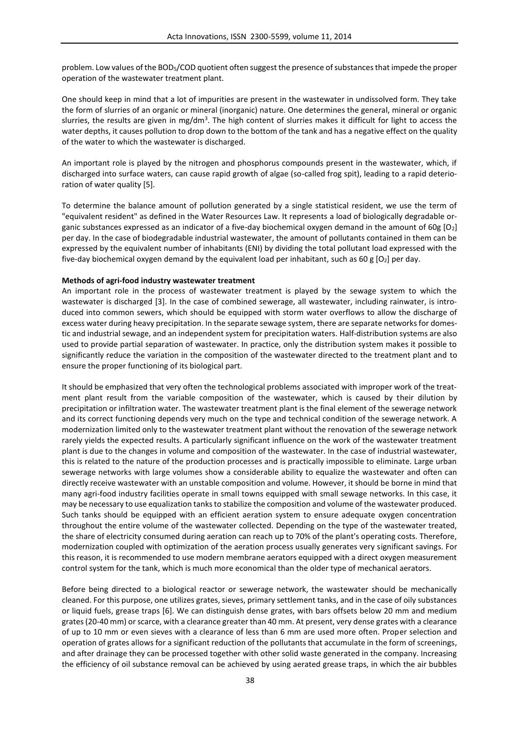problem. Low values of the $BOD_5$/COD quotient often suggest the presence of substances that impede the proper operation of the wastewater treatment plant.

One should keep in mind that a lot of impurities are present in the wastewater in undissolved form. They take the form of slurries of an organic or mineral (inorganic) nature. One determines the general, mineral or organic slurries, the results are given in mg/dm$^3$. The high content of slurries makes it difficult for light to access the water depths, it causes pollution to drop down to the bottom of the tank and has a negative effect on the quality of the water to which the wastewater is discharged.

An important role is played by the nitrogen and phosphorus compounds present in the wastewater, which, if discharged into surface waters, can cause rapid growth of algae (so-called frog spit), leading to a rapid deterioration of water quality [5].

To determine the balance amount of pollution generated by a single statistical resident, we use the term of "equivalent resident" as defined in the Water Resources Law. It represents a load of biologically degradable organic substances expressed as an indicator of a five-day biochemical oxygen demand in the amount of 60g [$O_2$] per day. In the case of biodegradable industrial wastewater, the amount of pollutants contained in them can be expressed by the equivalent number of inhabitants (ENI) by dividing the total pollutant load expressed with the five-day biochemical oxygen demand by the equivalent load per inhabitant, such as 60 g [$O_2$] per day.

**Methods of agri-food industry wastewater treatment**

An important role in the process of wastewater treatment is played by the sewage system to which the wastewater is discharged [3]. In the case of combined sewerage, all wastewater, including rainwater, is introduced into common sewers, which should be equipped with storm water overflows to allow the discharge of excess water during heavy precipitation. In the separate sewage system, there are separate networks for domestic and industrial sewage, and an independent system for precipitation waters. Half-distribution systems are also used to provide partial separation of wastewater. In practice, only the distribution system makes it possible to significantly reduce the variation in the composition of the wastewater directed to the treatment plant and to ensure the proper functioning of its biological part.

It should be emphasized that very often the technological problems associated with improper work of the treatment plant result from the variable composition of the wastewater, which is caused by their dilution by precipitation or infiltration water. The wastewater treatment plant is the final element of the sewerage network and its correct functioning depends very much on the type and technical condition of the sewerage network. A modernization limited only to the wastewater treatment plant without the renovation of the sewerage network rarely yields the expected results. A particularly significant influence on the work of the wastewater treatment plant is due to the changes in volume and composition of the wastewater. In the case of industrial wastewater, this is related to the nature of the production processes and is practically impossible to eliminate. Large urban sewerage networks with large volumes show a considerable ability to equalize the wastewater and often can directly receive wastewater with an unstable composition and volume. However, it should be borne in mind that many agri-food industry facilities operate in small towns equipped with small sewage networks. In this case, it may be necessary to use equalization tanks to stabilize the composition and volume of the wastewater produced. Such tanks should be equipped with an efficient aeration system to ensure adequate oxygen concentration throughout the entire volume of the wastewater collected. Depending on the type of the wastewater treated, the share of electricity consumed during aeration can reach up to 70% of the plant's operating costs. Therefore, modernization coupled with optimization of the aeration process usually generates very significant savings. For this reason, it is recommended to use modern membrane aerators equipped with a direct oxygen measurement control system for the tank, which is much more economical than the older type of mechanical aerators.

Before being directed to a biological reactor or sewerage network, the wastewater should be mechanically cleaned. For this purpose, one utilizes grates, sieves, primary settlement tanks, and in the case of oily substances or liquid fuels, grease traps [6]. We can distinguish dense grates, with bars offsets below 20 mm and medium grates (20-40 mm) or scarce, with a clearance greater than 40 mm. At present, very dense grates with a clearance of up to 10 mm or even sieves with a clearance of less than 6 mm are used more often. Proper selection and operation of grates allows for a significant reduction of the pollutants that accumulate in the form of screenings, and after drainage they can be processed together with other solid waste generated in the company. Increasing the efficiency of oil substance removal can be achieved by using aerated grease traps, in which the air bubbles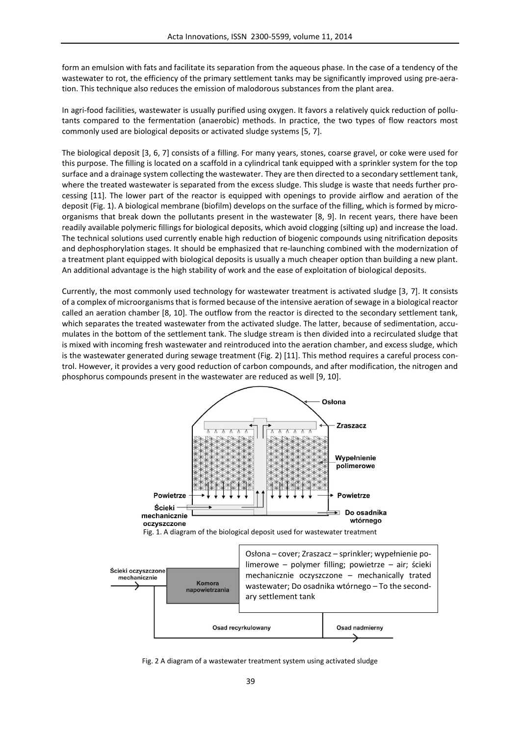form an emulsion with fats and facilitate its separation from the aqueous phase. In the case of a tendency of the wastewater to rot, the efficiency of the primary settlement tanks may be significantly improved using pre-aeration. This technique also reduces the emission of malodorous substances from the plant area.

In agri-food facilities, wastewater is usually purified using oxygen. It favors a relatively quick reduction of pollutants compared to the fermentation (anaerobic) methods. In practice, the two types of flow reactors most commonly used are biological deposits or activated sludge systems [5, 7].

The biological deposit [3, 6, 7] consists of a filling. For many years, stones, coarse gravel, or coke were used for this purpose. The filling is located on a scaffold in a cylindrical tank equipped with a sprinkler system for the top surface and a drainage system collecting the wastewater. They are then directed to a secondary settlement tank, where the treated wastewater is separated from the excess sludge. This sludge is waste that needs further processing [11]. The lower part of the reactor is equipped with openings to provide airflow and aeration of the deposit (Fig. 1). A biological membrane (biofilm) develops on the surface of the filling, which is formed by microorganisms that break down the pollutants present in the wastewater [8, 9]. In recent years, there have been readily available polymeric fillings for biological deposits, which avoid clogging (silting up) and increase the load. The technical solutions used currently enable high reduction of biogenic compounds using nitrification deposits and dephosphorylation stages. It should be emphasized that re-launching combined with the modernization of a treatment plant equipped with biological deposits is usually a much cheaper option than building a new plant. An additional advantage is the high stability of work and the ease of exploitation of biological deposits.

Currently, the most commonly used technology for wastewater treatment is activated sludge [3, 7]. It consists of a complex of microorganisms that is formed because of the intensive aeration of sewage in a biological reactor called an aeration chamber [8, 10]. The outflow from the reactor is directed to the secondary settlement tank, which separates the treated wastewater from the activated sludge. The latter, because of sedimentation, accumulates in the bottom of the settlement tank. The sludge stream is then divided into a recirculated sludge that is mixed with incoming fresh wastewater and reintroduced into the aeration chamber, and excess sludge, which is the wastewater generated during sewage treatment (Fig. 2) [11]. This method requires a careful process control. However, it provides a very good reduction of carbon compounds, and after modification, the nitrogen and phosphorus compounds present in the wastewater are reduced as well [9, 10].

Osłona – Zraszacz – Wypełnienie polimerowe – Powietrze – Powietrze – Ścieki mechanicznie oczyszczone – Do osadnika wtórnego

Fig. 1. A diagram of the biological deposit used for wastewater treatment

Osłona – cover; Zraszacz – sprinkler; wypełnienie polimerowe – polymer filling; powietrze – air; ścieki mechanicznie oczyszczone – mechanically trated wastewater; Do osadnika wtórnego – To the secondary settlement tank

Ścieki oczyszczone mechanicznie – Komora napowietrzania – Osad recyrkulowany – Osad nadmierny

Fig. 2 A diagram of a wastewater treatment system using activated sludge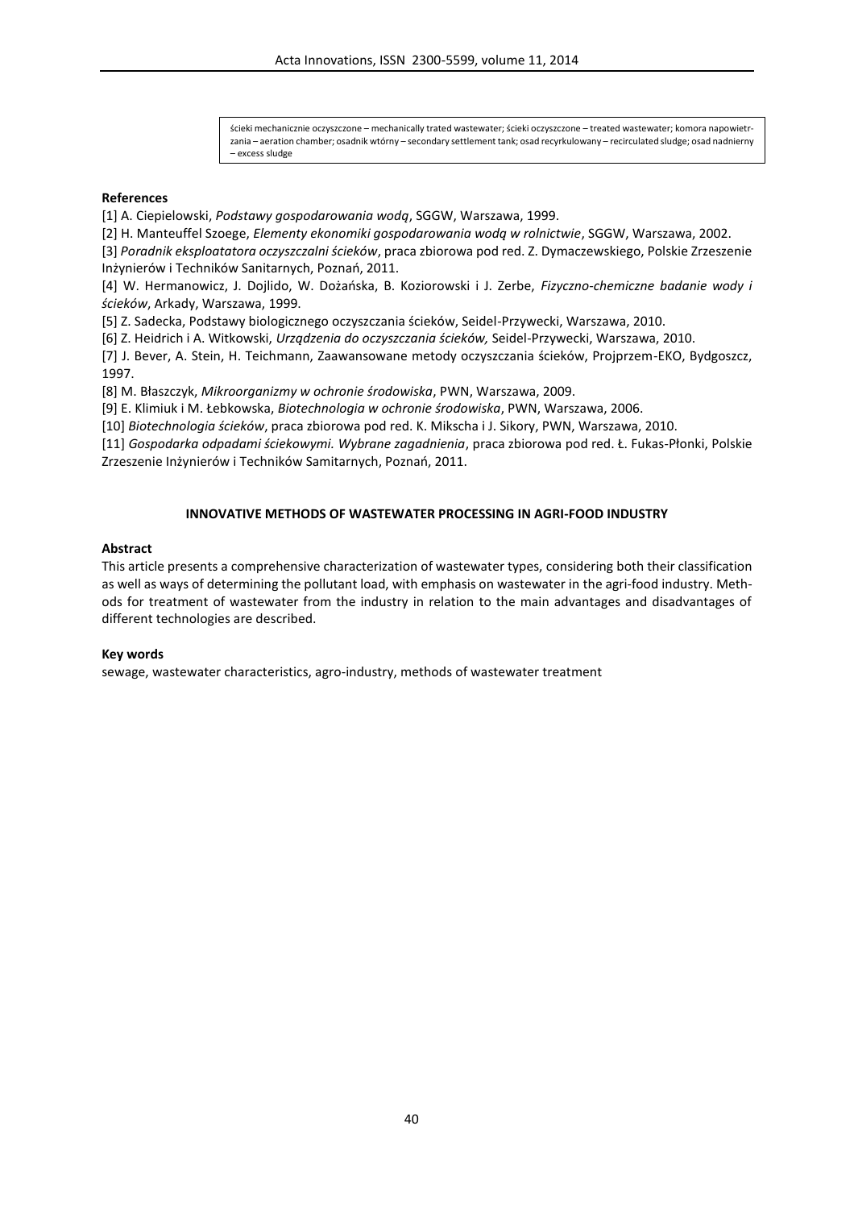ścieki mechanicznie oczyszczone – mechanically trated wastewater; ścieki oczyszczone – treated wastewater; komora napowietrzania – aeration chamber; osadnik wtórny – secondary settlement tank; osad recyrkulowany – recirculated sludge; osad nadnierny – excess sludge

### References

[1] A. Ciepielowski, *Podstawy gospodarowania wodą*, SGGW, Warszawa, 1999.

[2] H. Manteuffel Szoege, *Elementy ekonomiki gospodarowania wodą w rolnictwie*, SGGW, Warszawa, 2002.

[3] *Poradnik eksploatatora oczyszczalni ścieków*, praca zbiorowa pod red. Z. Dymaczewskiego, Polskie Zrzeszenie Inżynierów i Techników Sanitarnych, Poznań, 2011.

[4] W. Hermanowicz, J. Dojlido, W. Dożańska, B. Koziorowski i J. Zerbe, *Fizyczno-chemiczne badanie wody i ścieków*, Arkady, Warszawa, 1999.

[5] Z. Sadecka, Podstawy biologicznego oczyszczania ścieków, Seidel-Przywecki, Warszawa, 2010.

[6] Z. Heidrich i A. Witkowski, *Urządzenia do oczyszczania ścieków,* Seidel-Przywecki, Warszawa, 2010.

[7] J. Bever, A. Stein, H. Teichmann, Zaawansowane metody oczyszczania ścieków, Projprzem-EKO, Bydgoszcz, 1997.

[8] M. Błaszczyk, *Mikroorganizmy w ochronie środowiska*, PWN, Warszawa, 2009.

[9] E. Klimiuk i M. Łebkowska, *Biotechnologia w ochronie środowiska*, PWN, Warszawa, 2006.

[10] *Biotechnologia ścieków*, praca zbiorowa pod red. K. Mikscha i J. Sikory, PWN, Warszawa, 2010.

[11] *Gospodarka odpadami ściekowymi. Wybrane zagadnienia*, praca zbiorowa pod red. Ł. Fukas-Płonki, Polskie Zrzeszenie Inżynierów i Techników Samitarnych, Poznań, 2011.

## INNOVATIVE METHODS OF WASTEWATER PROCESSING IN AGRI-FOOD INDUSTRY

### Abstract

This article presents a comprehensive characterization of wastewater types, considering both their classification as well as ways of determining the pollutant load, with emphasis on wastewater in the agri-food industry. Methods for treatment of wastewater from the industry in relation to the main advantages and disadvantages of different technologies are described.

### Key words

sewage, wastewater characteristics, agro-industry, methods of wastewater treatment